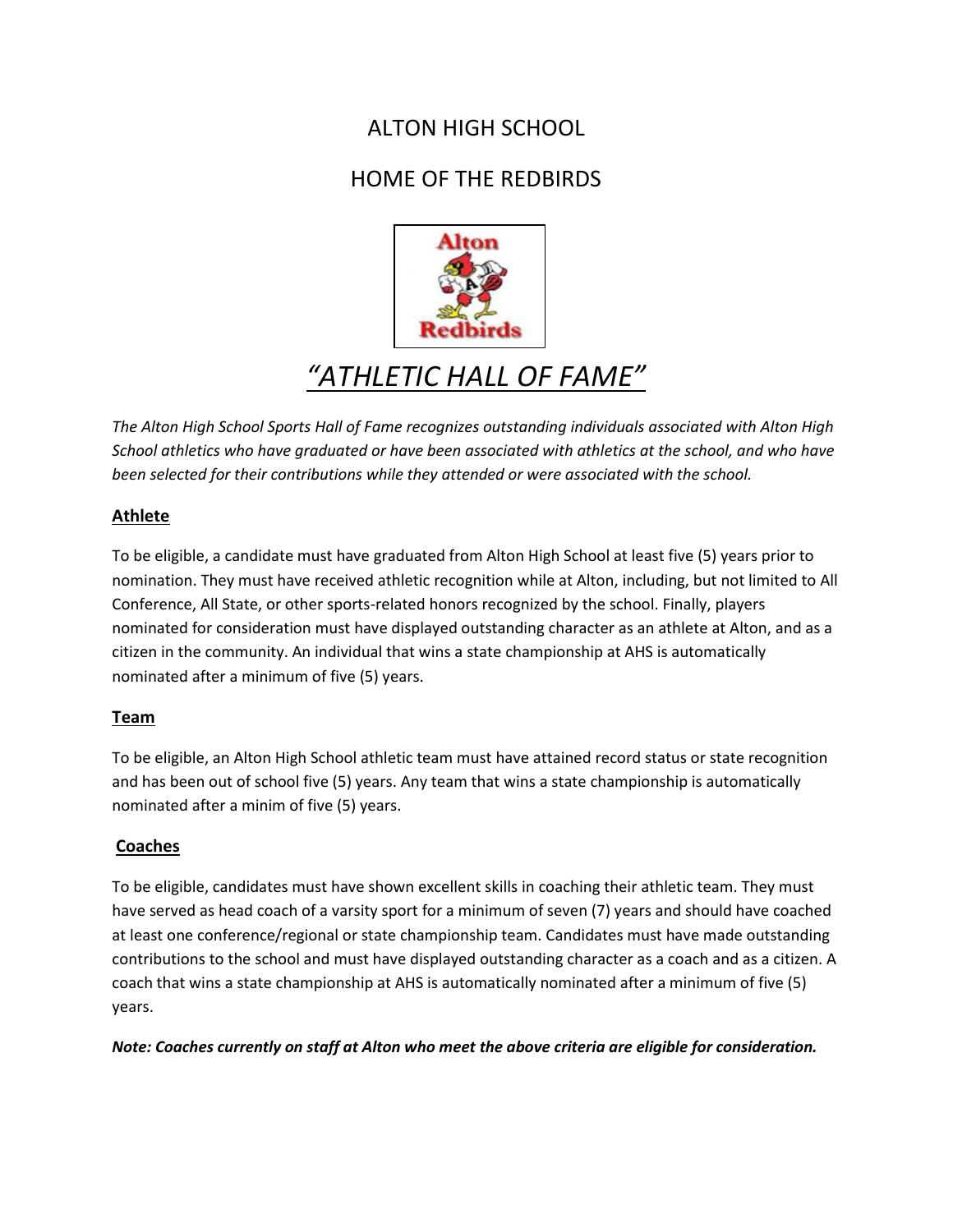# ALTON HIGH SCHOOL

## HOME OF THE REDBIRDS

# *"ATHLETIC HALL OF FAME"*

*The Alton High School Sports Hall of Fame recognizes outstanding individuals associated with Alton High School athletics who have graduated or have been associated with athletics at the school, and who have been selected for their contributions while they attended or were associated with the school.*

### Athlete

To be eligible, a candidate must have graduated from Alton High School at least five (5) years prior to nomination. They must have received athletic recognition while at Alton, including, but not limited to All Conference, All State, or other sports-related honors recognized by the school. Finally, players nominated for consideration must have displayed outstanding character as an athlete at Alton, and as a citizen in the community. An individual that wins a state championship at AHS is automatically nominated after a minimum of five (5) years.

### Team

To be eligible, an Alton High School athletic team must have attained record status or state recognition and has been out of school five (5) years. Any team that wins a state championship is automatically nominated after a minim of five (5) years.

### Coaches

To be eligible, candidates must have shown excellent skills in coaching their athletic team. They must have served as head coach of a varsity sport for a minimum of seven (7) years and should have coached at least one conference/regional or state championship team. Candidates must have made outstanding contributions to the school and must have displayed outstanding character as a coach and as a citizen. A coach that wins a state championship at AHS is automatically nominated after a minimum of five (5) years.

***Note: Coaches currently on staff at Alton who meet the above criteria are eligible for consideration.***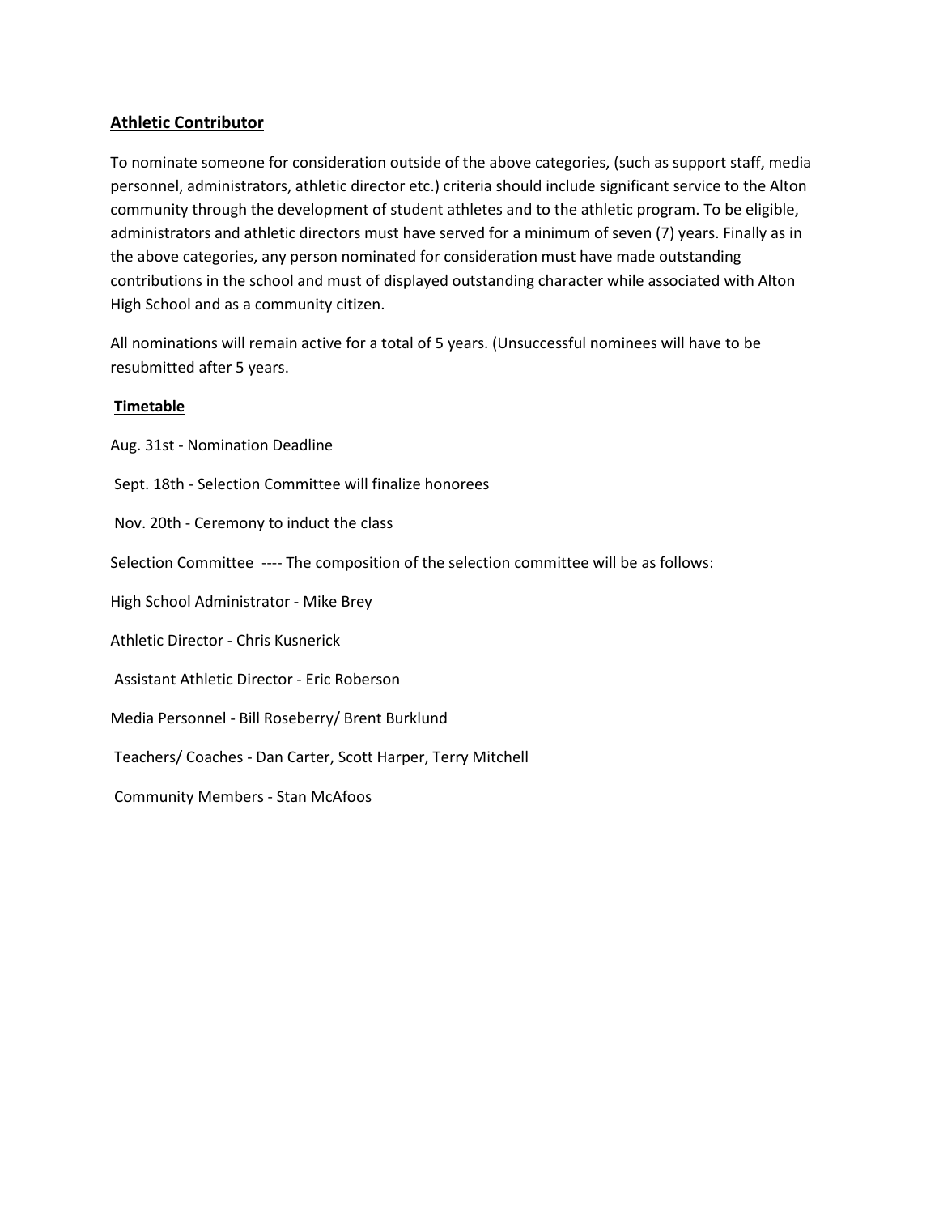## **Athletic Contributor**

To nominate someone for consideration outside of the above categories, (such as support staff, media personnel, administrators, athletic director etc.) criteria should include significant service to the Alton community through the development of student athletes and to the athletic program. To be eligible, administrators and athletic directors must have served for a minimum of seven (7) years. Finally as in the above categories, any person nominated for consideration must have made outstanding contributions in the school and must of displayed outstanding character while associated with Alton High School and as a community citizen.

All nominations will remain active for a total of 5 years. (Unsuccessful nominees will have to be resubmitted after 5 years.

## **Timetable**

Aug. 31st - Nomination Deadline

Sept. 18th - Selection Committee will finalize honorees

Nov. 20th - Ceremony to induct the class

Selection Committee ---- The composition of the selection committee will be as follows:

High School Administrator - Mike Brey

Athletic Director - Chris Kusnerick

Assistant Athletic Director - Eric Roberson

Media Personnel - Bill Roseberry/ Brent Burklund

Teachers/ Coaches - Dan Carter, Scott Harper, Terry Mitchell

Community Members - Stan McAfoos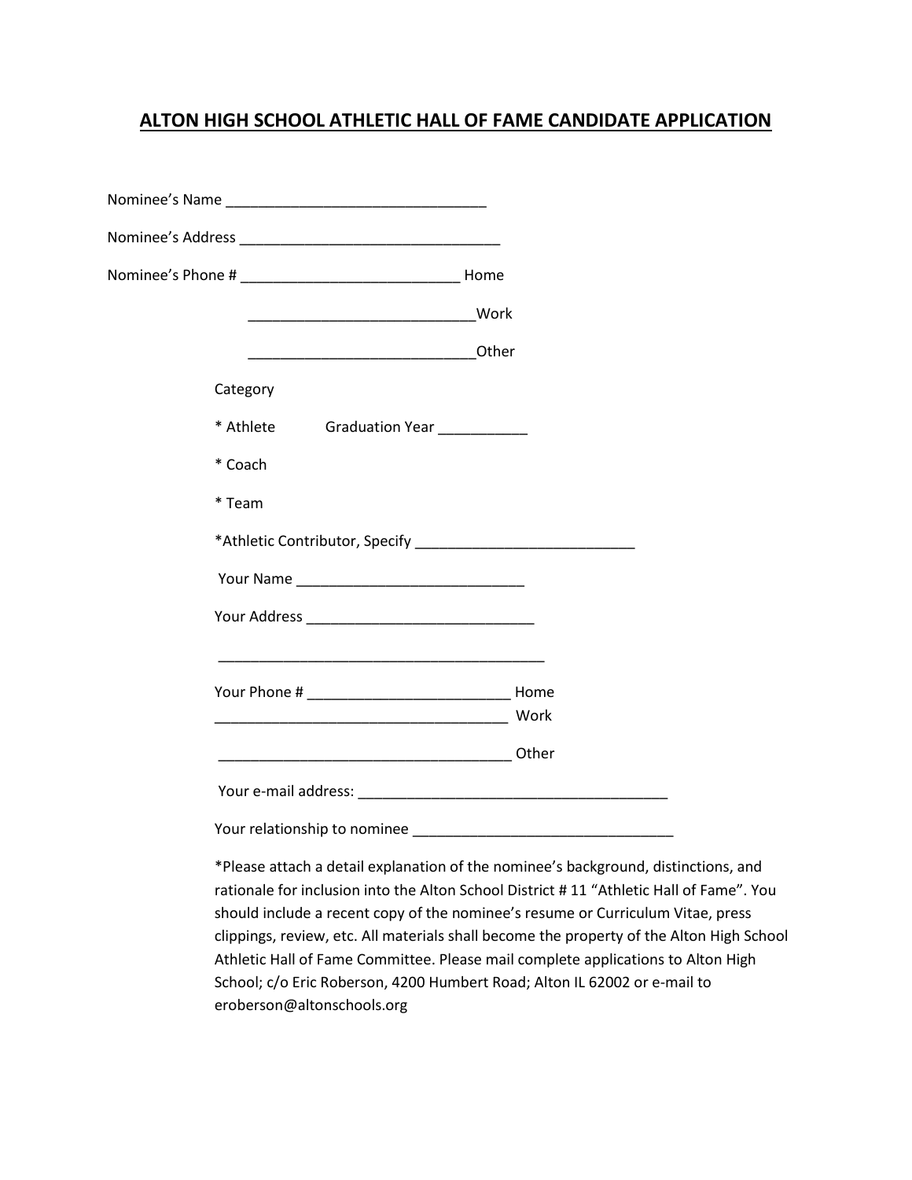# ALTON HIGH SCHOOL ATHLETIC HALL OF FAME CANDIDATE APPLICATION

Nominee's Name ________________________________

Nominee's Address ________________________________

Nominee's Phone # ___________________________ Home

___________________________Work

___________________________Other

Category

* Athlete Graduation Year ___________

* Coach

* Team

*Athletic Contributor, Specify ___________________________

Your Name ___________________________

Your Address ___________________________

________________________________________

Your Phone # ________________________ Home

___________________________________ Work

___________________________________ Other

Your e-mail address: ______________________________________

Your relationship to nominee ________________________________

*Please attach a detail explanation of the nominee's background, distinctions, and rationale for inclusion into the Alton School District # 11 "Athletic Hall of Fame". You should include a recent copy of the nominee's resume or Curriculum Vitae, press clippings, review, etc. All materials shall become the property of the Alton High School Athletic Hall of Fame Committee. Please mail complete applications to Alton High School; c/o Eric Roberson, 4200 Humbert Road; Alton IL 62002 or e-mail to eroberson@altonschools.org